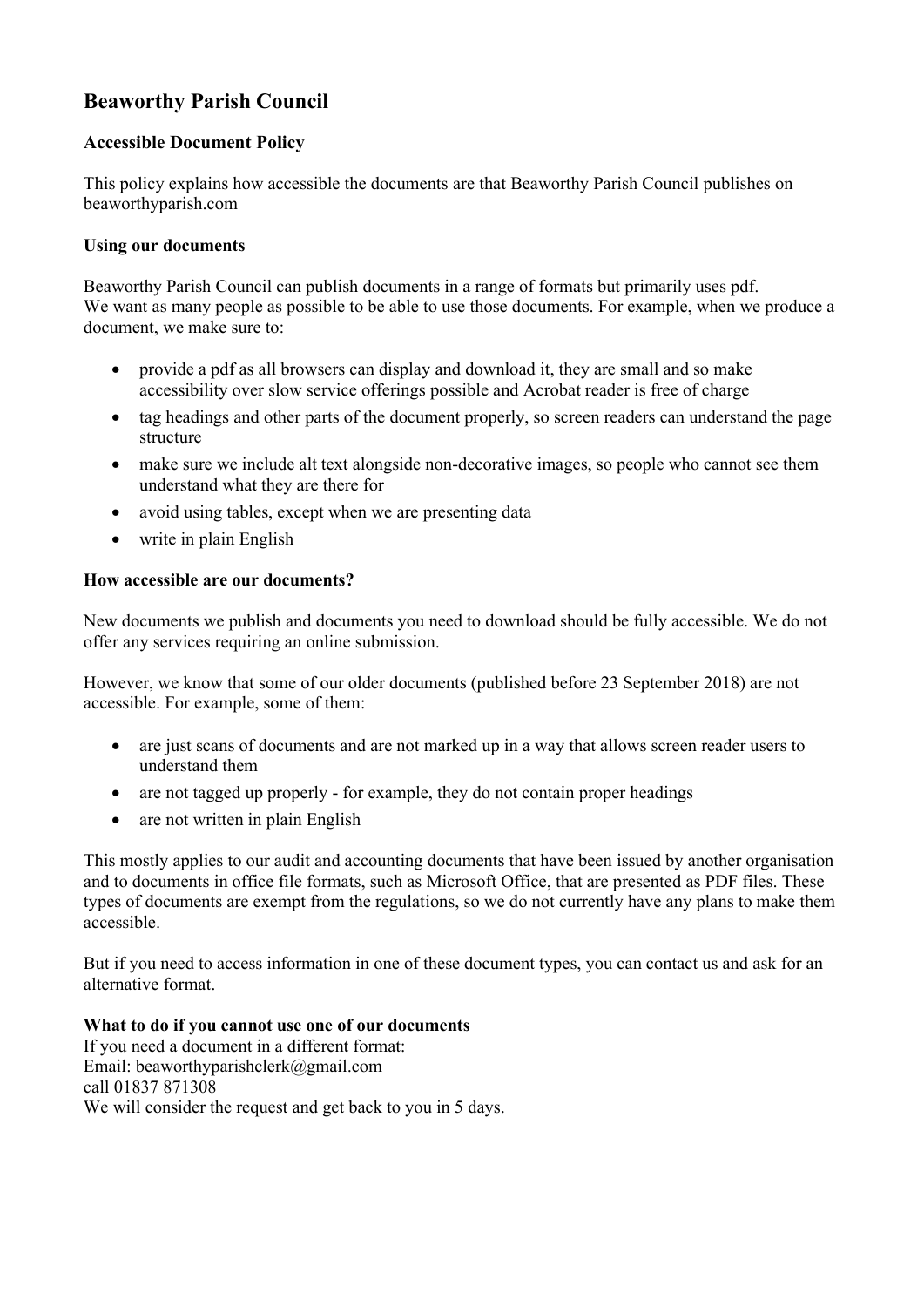# Beaworthy Parish Council

## Accessible Document Policy

This policy explains how accessible the documents are that Beaworthy Parish Council publishes on beaworthyparish.com

### Using our documents

Beaworthy Parish Council can publish documents in a range of formats but primarily uses pdf.
We want as many people as possible to be able to use those documents. For example, when we produce a document, we make sure to:

- provide a pdf as all browsers can display and download it, they are small and so make accessibility over slow service offerings possible and Acrobat reader is free of charge
- tag headings and other parts of the document properly, so screen readers can understand the page structure
- make sure we include alt text alongside non-decorative images, so people who cannot see them understand what they are there for
- avoid using tables, except when we are presenting data
- write in plain English

### How accessible are our documents?

New documents we publish and documents you need to download should be fully accessible. We do not offer any services requiring an online submission.

However, we know that some of our older documents (published before 23 September 2018) are not accessible. For example, some of them:

- are just scans of documents and are not marked up in a way that allows screen reader users to understand them
- are not tagged up properly - for example, they do not contain proper headings
- are not written in plain English

This mostly applies to our audit and accounting documents that have been issued by another organisation and to documents in office file formats, such as Microsoft Office, that are presented as PDF files. These types of documents are exempt from the regulations, so we do not currently have any plans to make them accessible.

But if you need to access information in one of these document types, you can contact us and ask for an alternative format.

### What to do if you cannot use one of our documents

If you need a document in a different format:
Email: beaworthyparishclerk@gmail.com
call 01837 871308
We will consider the request and get back to you in 5 days.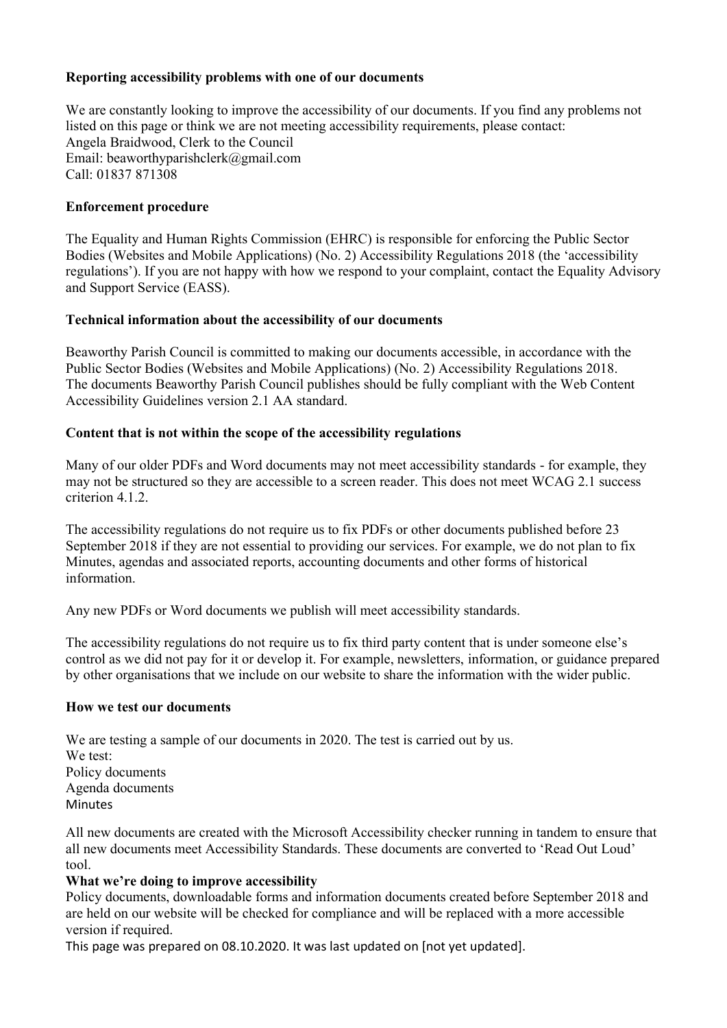**Reporting accessibility problems with one of our documents**

We are constantly looking to improve the accessibility of our documents. If you find any problems not listed on this page or think we are not meeting accessibility requirements, please contact:
Angela Braidwood, Clerk to the Council
Email: beaworthyparishclerk@gmail.com
Call: 01837 871308

**Enforcement procedure**

The Equality and Human Rights Commission (EHRC) is responsible for enforcing the Public Sector Bodies (Websites and Mobile Applications) (No. 2) Accessibility Regulations 2018 (the 'accessibility regulations'). If you are not happy with how we respond to your complaint, contact the Equality Advisory and Support Service (EASS).

**Technical information about the accessibility of our documents**

Beaworthy Parish Council is committed to making our documents accessible, in accordance with the Public Sector Bodies (Websites and Mobile Applications) (No. 2) Accessibility Regulations 2018. The documents Beaworthy Parish Council publishes should be fully compliant with the Web Content Accessibility Guidelines version 2.1 AA standard.

**Content that is not within the scope of the accessibility regulations**

Many of our older PDFs and Word documents may not meet accessibility standards - for example, they may not be structured so they are accessible to a screen reader. This does not meet WCAG 2.1 success criterion 4.1.2.

The accessibility regulations do not require us to fix PDFs or other documents published before 23 September 2018 if they are not essential to providing our services. For example, we do not plan to fix Minutes, agendas and associated reports, accounting documents and other forms of historical information.

Any new PDFs or Word documents we publish will meet accessibility standards.

The accessibility regulations do not require us to fix third party content that is under someone else's control as we did not pay for it or develop it. For example, newsletters, information, or guidance prepared by other organisations that we include on our website to share the information with the wider public.

**How we test our documents**

We are testing a sample of our documents in 2020. The test is carried out by us.
We test:
Policy documents
Agenda documents
Minutes

All new documents are created with the Microsoft Accessibility checker running in tandem to ensure that all new documents meet Accessibility Standards. These documents are converted to 'Read Out Loud' tool.

**What we're doing to improve accessibility**

Policy documents, downloadable forms and information documents created before September 2018 and are held on our website will be checked for compliance and will be replaced with a more accessible version if required.

This page was prepared on 08.10.2020. It was last updated on [not yet updated].